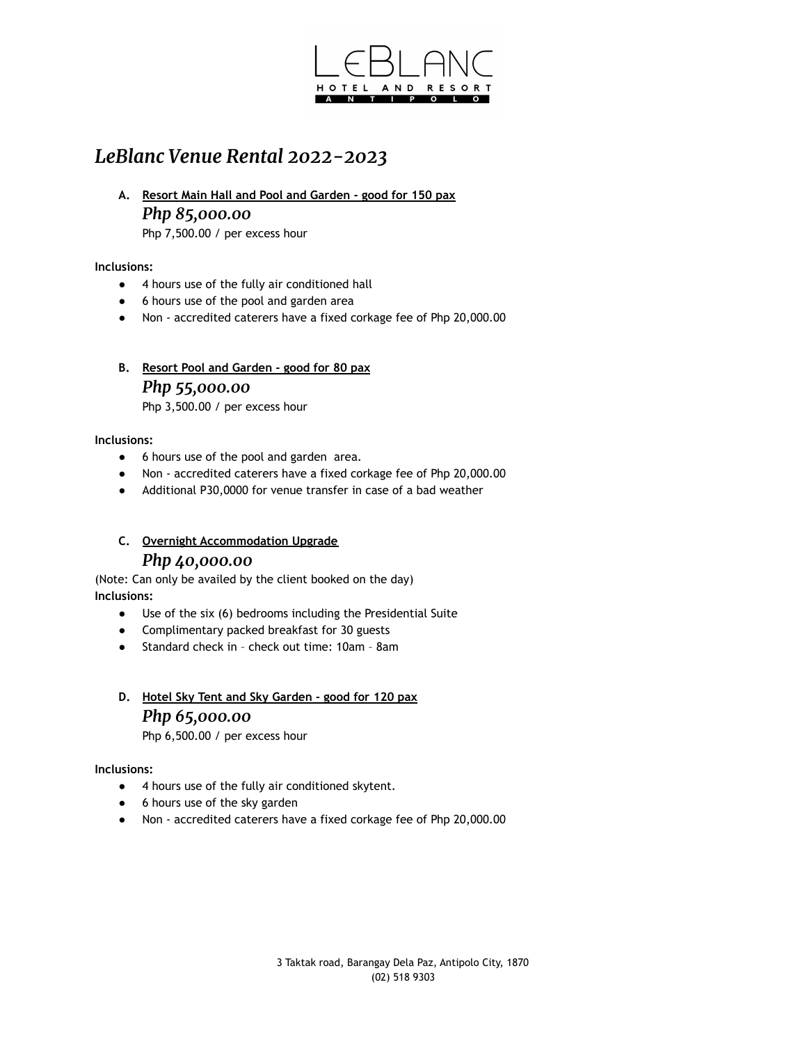# LeBlanc Venue Rental 2022-2023

**A. Resort Main Hall and Pool and Garden - good for 150 pax**

***Php 85,000.00***

Php 7,500.00 / per excess hour

**Inclusions:**

- 4 hours use of the fully air conditioned hall
- 6 hours use of the pool and garden area
- Non - accredited caterers have a fixed corkage fee of Php 20,000.00

**B. Resort Pool and Garden - good for 80 pax**

***Php 55,000.00***

Php 3,500.00 / per excess hour

**Inclusions:**

- 6 hours use of the pool and garden area.
- Non - accredited caterers have a fixed corkage fee of Php 20,000.00
- Additional P30,0000 for venue transfer in case of a bad weather

**C. Overnight Accommodation Upgrade**

***Php 40,000.00***

(Note: Can only be availed by the client booked on the day)

**Inclusions:**

- Use of the six (6) bedrooms including the Presidential Suite
- Complimentary packed breakfast for 30 guests
- Standard check in – check out time: 10am – 8am

**D. Hotel Sky Tent and Sky Garden - good for 120 pax**

***Php 65,000.00***

Php 6,500.00 / per excess hour

**Inclusions:**

- 4 hours use of the fully air conditioned skytent.
- 6 hours use of the sky garden
- Non - accredited caterers have a fixed corkage fee of Php 20,000.00

3 Taktak road, Barangay Dela Paz, Antipolo City, 1870
(02) 518 9303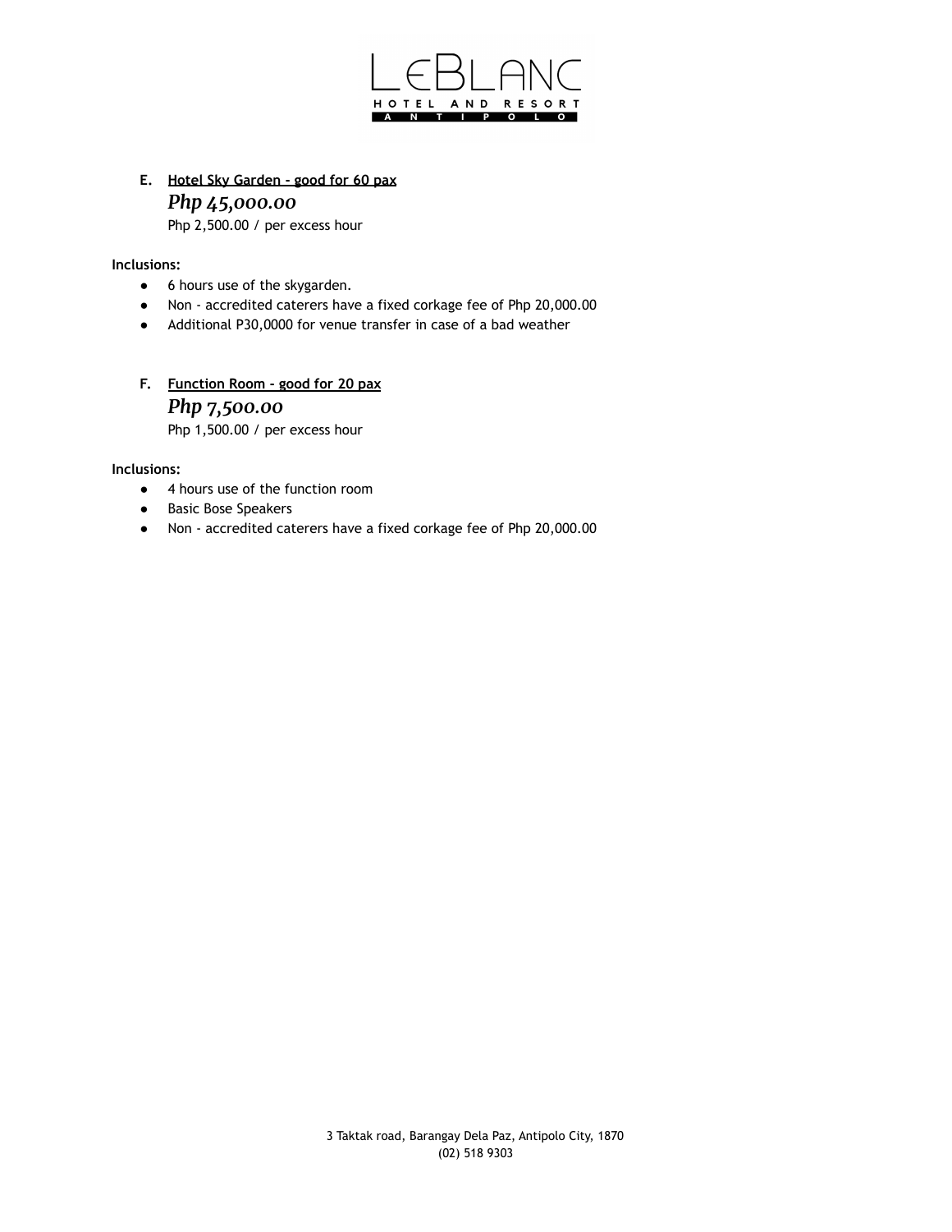**E. <u>Hotel Sky Garden - good for 60 pax</u>**

***Php 45,000.00***

Php 2,500.00 / per excess hour

**Inclusions:**

- 6 hours use of the skygarden.
- Non - accredited caterers have a fixed corkage fee of Php 20,000.00
- Additional P30,0000 for venue transfer in case of a bad weather

**F. <u>Function Room - good for 20 pax</u>**

***Php 7,500.00***

Php 1,500.00 / per excess hour

**Inclusions:**

- 4 hours use of the function room
- Basic Bose Speakers
- Non - accredited caterers have a fixed corkage fee of Php 20,000.00